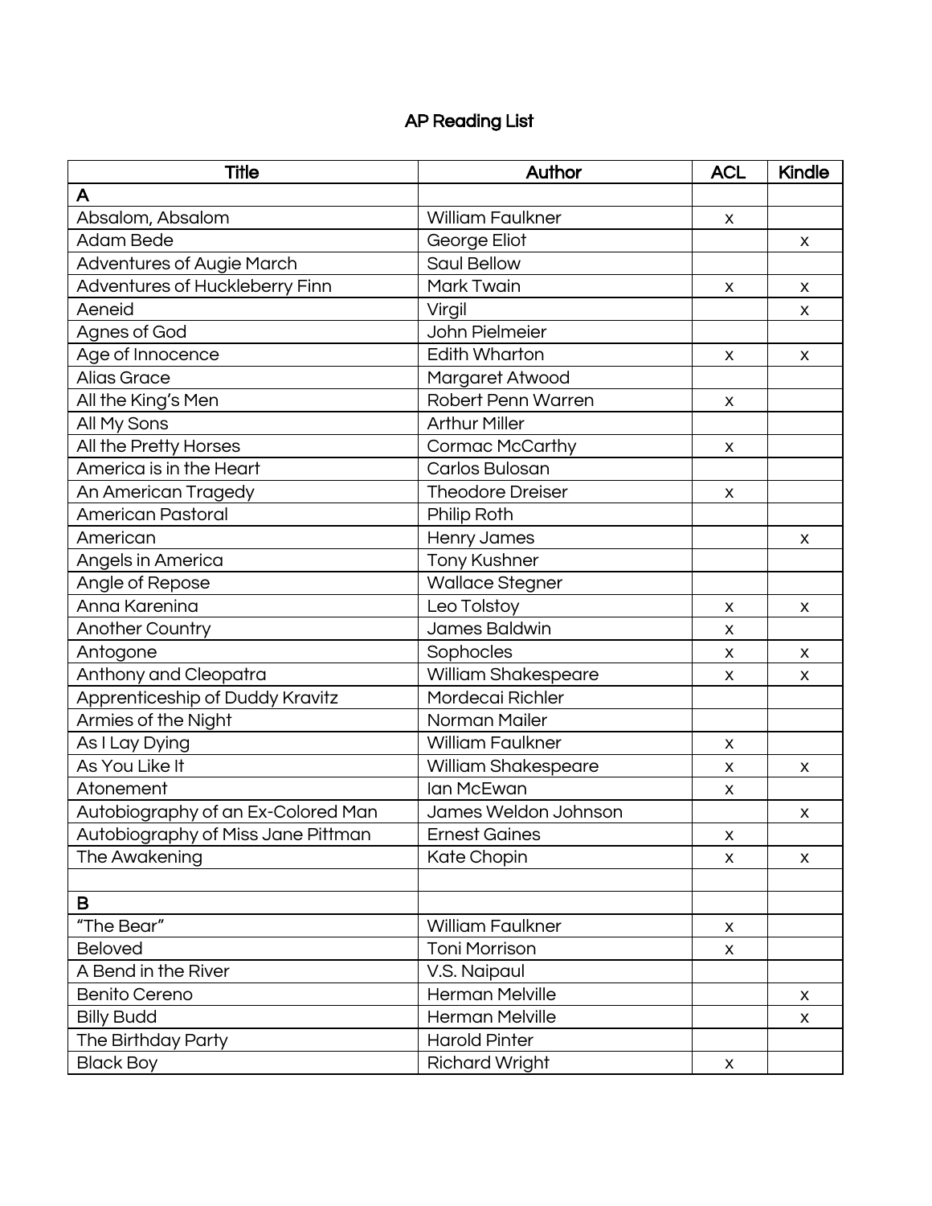# AP Reading List

| Title | Author | ACL | Kindle |
|---|---|---|---|
| **A** | | | |
| Absalom, Absalom | William Faulkner | x | |
| Adam Bede | George Eliot | | x |
| Adventures of Augie March | Saul Bellow | | |
| Adventures of Huckleberry Finn | Mark Twain | x | x |
| Aeneid | Virgil | | x |
| Agnes of God | John Pielmeier | | |
| Age of Innocence | Edith Wharton | x | x |
| Alias Grace | Margaret Atwood | | |
| All the King's Men | Robert Penn Warren | x | |
| All My Sons | Arthur Miller | | |
| All the Pretty Horses | Cormac McCarthy | x | |
| America is in the Heart | Carlos Bulosan | | |
| An American Tragedy | Theodore Dreiser | x | |
| American Pastoral | Philip Roth | | |
| American | Henry James | | x |
| Angels in America | Tony Kushner | | |
| Angle of Repose | Wallace Stegner | | |
| Anna Karenina | Leo Tolstoy | x | x |
| Another Country | James Baldwin | x | |
| Antogone | Sophocles | x | x |
| Anthony and Cleopatra | William Shakespeare | x | x |
| Apprenticeship of Duddy Kravitz | Mordecai Richler | | |
| Armies of the Night | Norman Mailer | | |
| As I Lay Dying | William Faulkner | x | |
| As You Like It | William Shakespeare | x | x |
| Atonement | Ian McEwan | x | |
| Autobiography of an Ex-Colored Man | James Weldon Johnson | | x |
| Autobiography of Miss Jane Pittman | Ernest Gaines | x | |
| The Awakening | Kate Chopin | x | x |
| | | | |
| **B** | | | |
| "The Bear" | William Faulkner | x | |
| Beloved | Toni Morrison | x | |
| A Bend in the River | V.S. Naipaul | | |
| Benito Cereno | Herman Melville | | x |
| Billy Budd | Herman Melville | | x |
| The Birthday Party | Harold Pinter | | |
| Black Boy | Richard Wright | x | |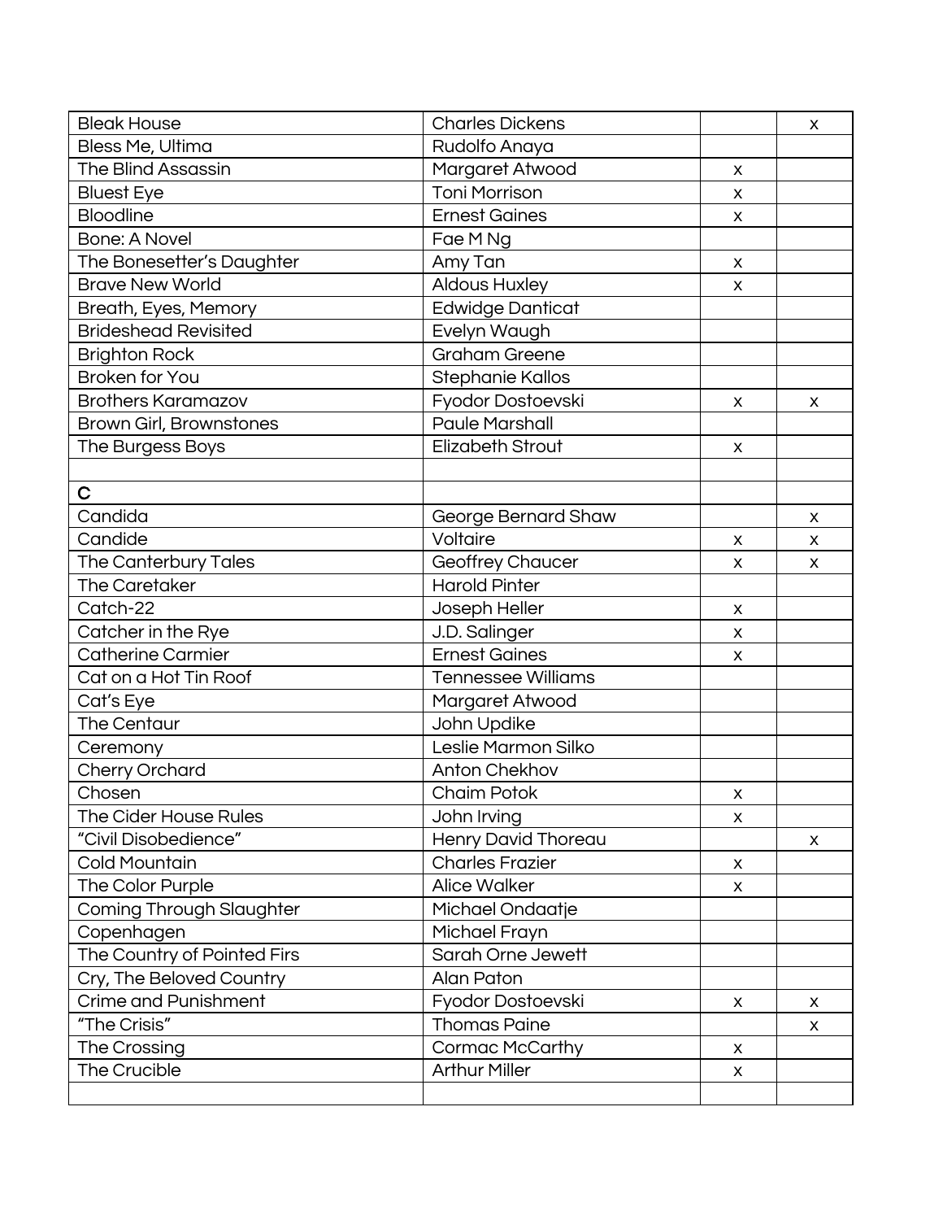| | | | |
|---|---|---|---|
| Bleak House | Charles Dickens | | x |
| Bless Me, Ultima | Rudolfo Anaya | | |
| The Blind Assassin | Margaret Atwood | x | |
| Bluest Eye | Toni Morrison | x | |
| Bloodline | Ernest Gaines | x | |
| Bone: A Novel | Fae M Ng | | |
| The Bonesetter's Daughter | Amy Tan | x | |
| Brave New World | Aldous Huxley | x | |
| Breath, Eyes, Memory | Edwidge Danticat | | |
| Brideshead Revisited | Evelyn Waugh | | |
| Brighton Rock | Graham Greene | | |
| Broken for You | Stephanie Kallos | | |
| Brothers Karamazov | Fyodor Dostoevski | x | x |
| Brown Girl, Brownstones | Paule Marshall | | |
| The Burgess Boys | Elizabeth Strout | x | |
| | | | |
| **C** | | | |
| Candida | George Bernard Shaw | | x |
| Candide | Voltaire | x | x |
| The Canterbury Tales | Geoffrey Chaucer | x | x |
| The Caretaker | Harold Pinter | | |
| Catch-22 | Joseph Heller | x | |
| Catcher in the Rye | J.D. Salinger | x | |
| Catherine Carmier | Ernest Gaines | x | |
| Cat on a Hot Tin Roof | Tennessee Williams | | |
| Cat's Eye | Margaret Atwood | | |
| The Centaur | John Updike | | |
| Ceremony | Leslie Marmon Silko | | |
| Cherry Orchard | Anton Chekhov | | |
| Chosen | Chaim Potok | x | |
| The Cider House Rules | John Irving | x | |
| "Civil Disobedience" | Henry David Thoreau | | x |
| Cold Mountain | Charles Frazier | x | |
| The Color Purple | Alice Walker | x | |
| Coming Through Slaughter | Michael Ondaatje | | |
| Copenhagen | Michael Frayn | | |
| The Country of Pointed Firs | Sarah Orne Jewett | | |
| Cry, The Beloved Country | Alan Paton | | |
| Crime and Punishment | Fyodor Dostoevski | x | x |
| "The Crisis" | Thomas Paine | | x |
| The Crossing | Cormac McCarthy | x | |
| The Crucible | Arthur Miller | x | |
| | | | |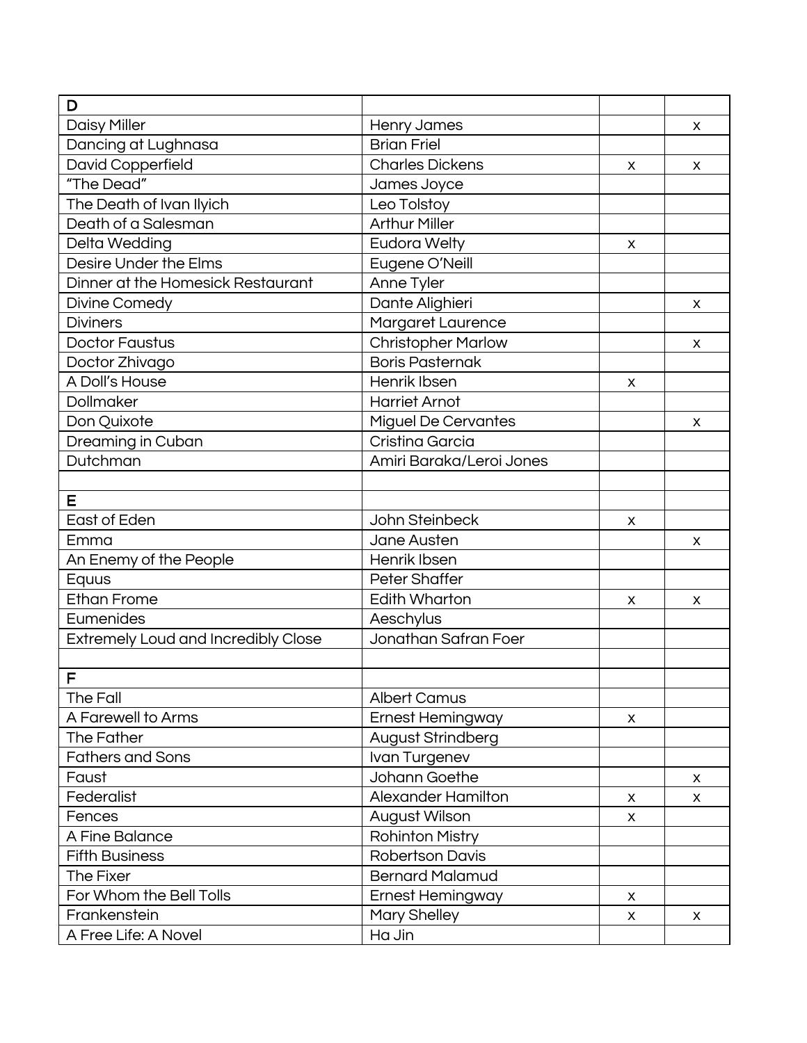| D | | | |
|---|---|---|---|
| Daisy Miller | Henry James | | x |
| Dancing at Lughnasa | Brian Friel | | |
| David Copperfield | Charles Dickens | x | x |
| "The Dead" | James Joyce | | |
| The Death of Ivan Ilyich | Leo Tolstoy | | |
| Death of a Salesman | Arthur Miller | | |
| Delta Wedding | Eudora Welty | x | |
| Desire Under the Elms | Eugene O'Neill | | |
| Dinner at the Homesick Restaurant | Anne Tyler | | |
| Divine Comedy | Dante Alighieri | | x |
| Diviners | Margaret Laurence | | |
| Doctor Faustus | Christopher Marlow | | x |
| Doctor Zhivago | Boris Pasternak | | |
| A Doll's House | Henrik Ibsen | x | |
| Dollmaker | Harriet Arnot | | |
| Don Quixote | Miguel De Cervantes | | x |
| Dreaming in Cuban | Cristina Garcia | | |
| Dutchman | Amiri Baraka/Leroi Jones | | |
| | | | |
| E | | | |
| East of Eden | John Steinbeck | x | |
| Emma | Jane Austen | | x |
| An Enemy of the People | Henrik Ibsen | | |
| Equus | Peter Shaffer | | |
| Ethan Frome | Edith Wharton | x | x |
| Eumenides | Aeschylus | | |
| Extremely Loud and Incredibly Close | Jonathan Safran Foer | | |
| | | | |
| F | | | |
| The Fall | Albert Camus | | |
| A Farewell to Arms | Ernest Hemingway | x | |
| The Father | August Strindberg | | |
| Fathers and Sons | Ivan Turgenev | | |
| Faust | Johann Goethe | | x |
| Federalist | Alexander Hamilton | x | x |
| Fences | August Wilson | x | |
| A Fine Balance | Rohinton Mistry | | |
| Fifth Business | Robertson Davis | | |
| The Fixer | Bernard Malamud | | |
| For Whom the Bell Tolls | Ernest Hemingway | x | |
| Frankenstein | Mary Shelley | x | x |
| A Free Life: A Novel | Ha Jin | | |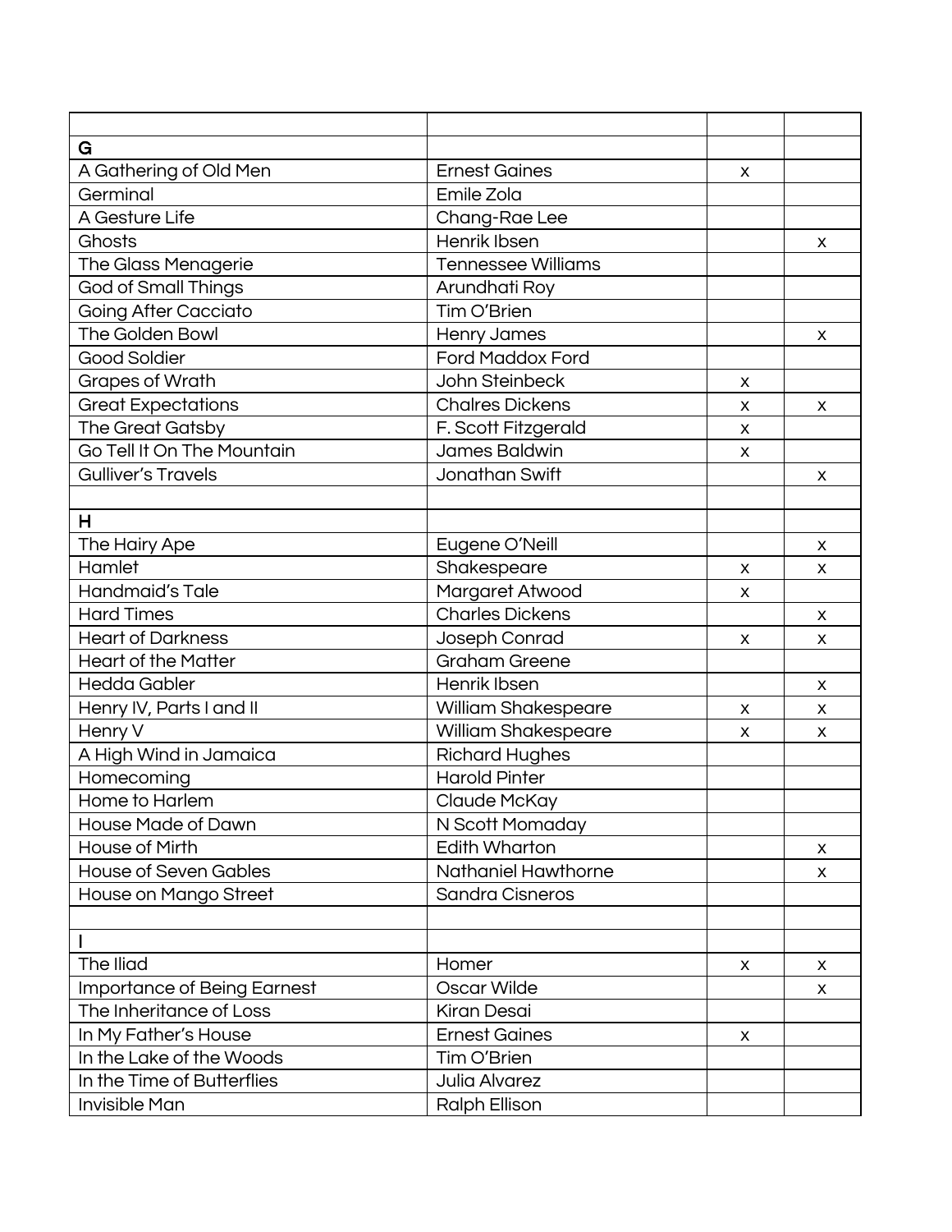| | | | |
|---|---|---|---|
| **G** | | | |
| A Gathering of Old Men | Ernest Gaines | x | |
| Germinal | Emile Zola | | |
| A Gesture Life | Chang-Rae Lee | | |
| Ghosts | Henrik Ibsen | | x |
| The Glass Menagerie | Tennessee Williams | | |
| God of Small Things | Arundhati Roy | | |
| Going After Cacciato | Tim O'Brien | | |
| The Golden Bowl | Henry James | | x |
| Good Soldier | Ford Maddox Ford | | |
| Grapes of Wrath | John Steinbeck | x | |
| Great Expectations | Chalres Dickens | x | x |
| The Great Gatsby | F. Scott Fitzgerald | x | |
| Go Tell It On The Mountain | James Baldwin | x | |
| Gulliver's Travels | Jonathan Swift | | x |
| | | | |
| **H** | | | |
| The Hairy Ape | Eugene O'Neill | | x |
| Hamlet | Shakespeare | x | x |
| Handmaid's Tale | Margaret Atwood | x | |
| Hard Times | Charles Dickens | | x |
| Heart of Darkness | Joseph Conrad | x | x |
| Heart of the Matter | Graham Greene | | |
| Hedda Gabler | Henrik Ibsen | | x |
| Henry IV, Parts I and II | William Shakespeare | x | x |
| Henry V | William Shakespeare | x | x |
| A High Wind in Jamaica | Richard Hughes | | |
| Homecoming | Harold Pinter | | |
| Home to Harlem | Claude McKay | | |
| House Made of Dawn | N Scott Momaday | | |
| House of Mirth | Edith Wharton | | x |
| House of Seven Gables | Nathaniel Hawthorne | | x |
| House on Mango Street | Sandra Cisneros | | |
| | | | |
| **I** | | | |
| The Iliad | Homer | x | x |
| Importance of Being Earnest | Oscar Wilde | | x |
| The Inheritance of Loss | Kiran Desai | | |
| In My Father's House | Ernest Gaines | x | |
| In the Lake of the Woods | Tim O'Brien | | |
| In the Time of Butterflies | Julia Alvarez | | |
| Invisible Man | Ralph Ellison | | |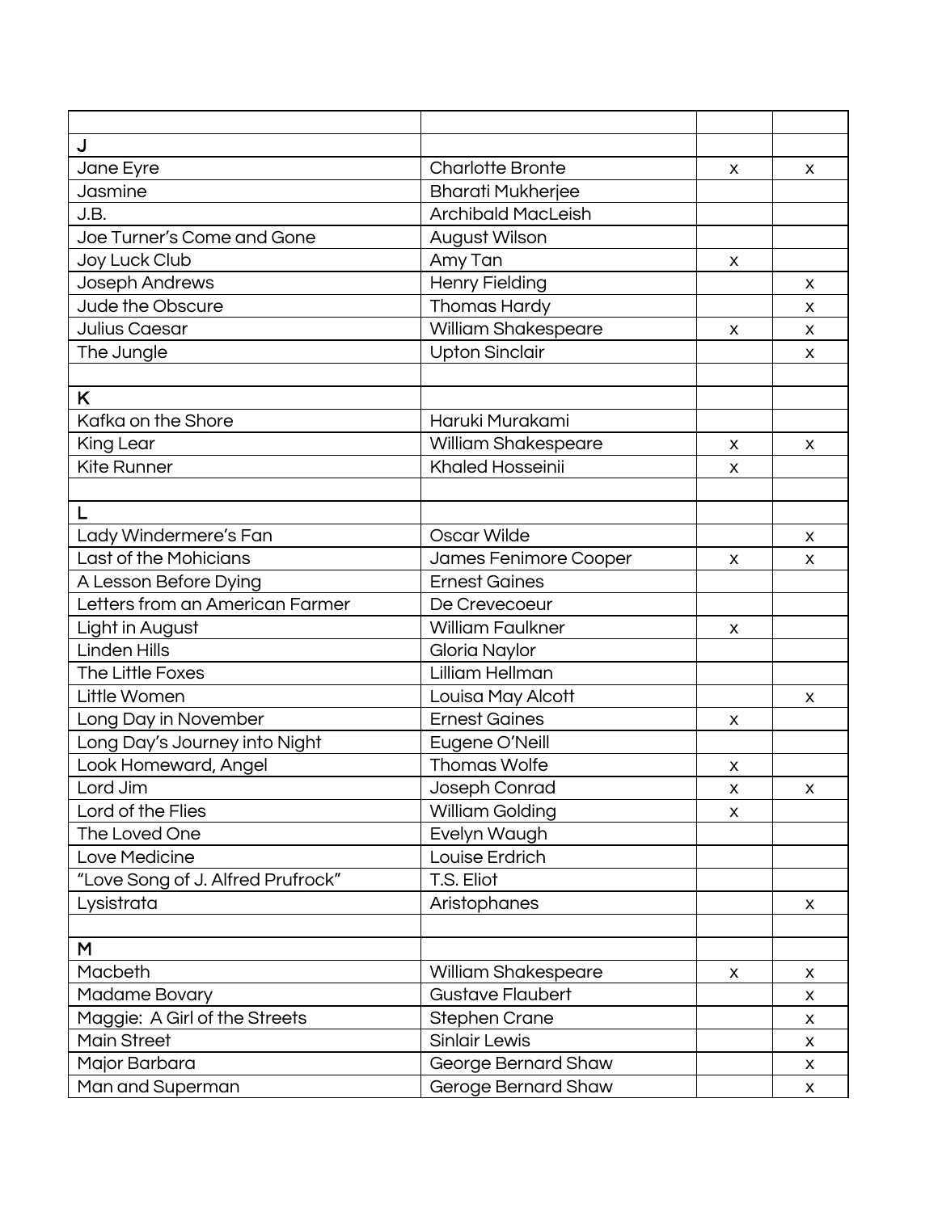| | | | |
|---|---|---|---|
| J | | | |
| Jane Eyre | Charlotte Bronte | x | x |
| Jasmine | Bharati Mukherjee | | |
| J.B. | Archibald MacLeish | | |
| Joe Turner's Come and Gone | August Wilson | | |
| Joy Luck Club | Amy Tan | x | |
| Joseph Andrews | Henry Fielding | | x |
| Jude the Obscure | Thomas Hardy | | x |
| Julius Caesar | William Shakespeare | x | x |
| The Jungle | Upton Sinclair | | x |
| | | | |
| K | | | |
| Kafka on the Shore | Haruki Murakami | | |
| King Lear | William Shakespeare | x | x |
| Kite Runner | Khaled Hosseinii | x | |
| | | | |
| L | | | |
| Lady Windermere's Fan | Oscar Wilde | | x |
| Last of the Mohicians | James Fenimore Cooper | x | x |
| A Lesson Before Dying | Ernest Gaines | | |
| Letters from an American Farmer | De Crevecoeur | | |
| Light in August | William Faulkner | x | |
| Linden Hills | Gloria Naylor | | |
| The Little Foxes | Lilliam Hellman | | |
| Little Women | Louisa May Alcott | | x |
| Long Day in November | Ernest Gaines | x | |
| Long Day's Journey into Night | Eugene O'Neill | | |
| Look Homeward, Angel | Thomas Wolfe | x | |
| Lord Jim | Joseph Conrad | x | x |
| Lord of the Flies | William Golding | x | |
| The Loved One | Evelyn Waugh | | |
| Love Medicine | Louise Erdrich | | |
| "Love Song of J. Alfred Prufrock" | T.S. Eliot | | |
| Lysistrata | Aristophanes | | x |
| | | | |
| M | | | |
| Macbeth | William Shakespeare | x | x |
| Madame Bovary | Gustave Flaubert | | x |
| Maggie: A Girl of the Streets | Stephen Crane | | x |
| Main Street | Sinlair Lewis | | x |
| Major Barbara | George Bernard Shaw | | x |
| Man and Superman | Geroge Bernard Shaw | | x |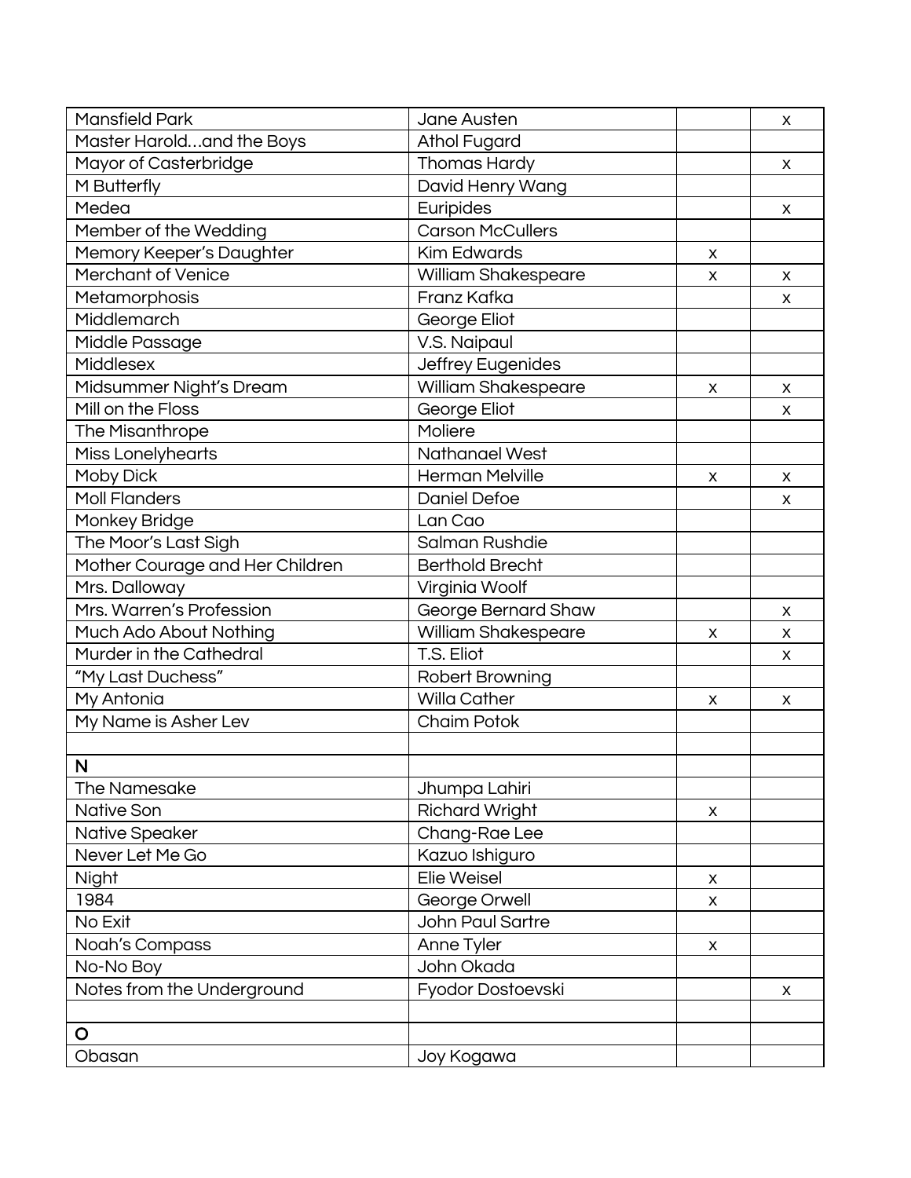| Mansfield Park | Jane Austen | | x |
|---|---|---|---|
| Master Harold…and the Boys | Athol Fugard | | |
| Mayor of Casterbridge | Thomas Hardy | | x |
| M Butterfly | David Henry Wang | | |
| Medea | Euripides | | x |
| Member of the Wedding | Carson McCullers | | |
| Memory Keeper's Daughter | Kim Edwards | x | |
| Merchant of Venice | William Shakespeare | x | x |
| Metamorphosis | Franz Kafka | | x |
| Middlemarch | George Eliot | | |
| Middle Passage | V.S. Naipaul | | |
| Middlesex | Jeffrey Eugenides | | |
| Midsummer Night's Dream | William Shakespeare | x | x |
| Mill on the Floss | George Eliot | | x |
| The Misanthrope | Moliere | | |
| Miss Lonelyhearts | Nathanael West | | |
| Moby Dick | Herman Melville | x | x |
| Moll Flanders | Daniel Defoe | | x |
| Monkey Bridge | Lan Cao | | |
| The Moor's Last Sigh | Salman Rushdie | | |
| Mother Courage and Her Children | Berthold Brecht | | |
| Mrs. Dalloway | Virginia Woolf | | |
| Mrs. Warren's Profession | George Bernard Shaw | | x |
| Much Ado About Nothing | William Shakespeare | x | x |
| Murder in the Cathedral | T.S. Eliot | | x |
| "My Last Duchess" | Robert Browning | | |
| My Antonia | Willa Cather | x | x |
| My Name is Asher Lev | Chaim Potok | | |
| | | | |
| **N** | | | |
| The Namesake | Jhumpa Lahiri | | |
| Native Son | Richard Wright | x | |
| Native Speaker | Chang-Rae Lee | | |
| Never Let Me Go | Kazuo Ishiguro | | |
| Night | Elie Weisel | x | |
| 1984 | George Orwell | x | |
| No Exit | John Paul Sartre | | |
| Noah's Compass | Anne Tyler | x | |
| No-No Boy | John Okada | | |
| Notes from the Underground | Fyodor Dostoevski | | x |
| | | | |
| **O** | | | |
| Obasan | Joy Kogawa | | |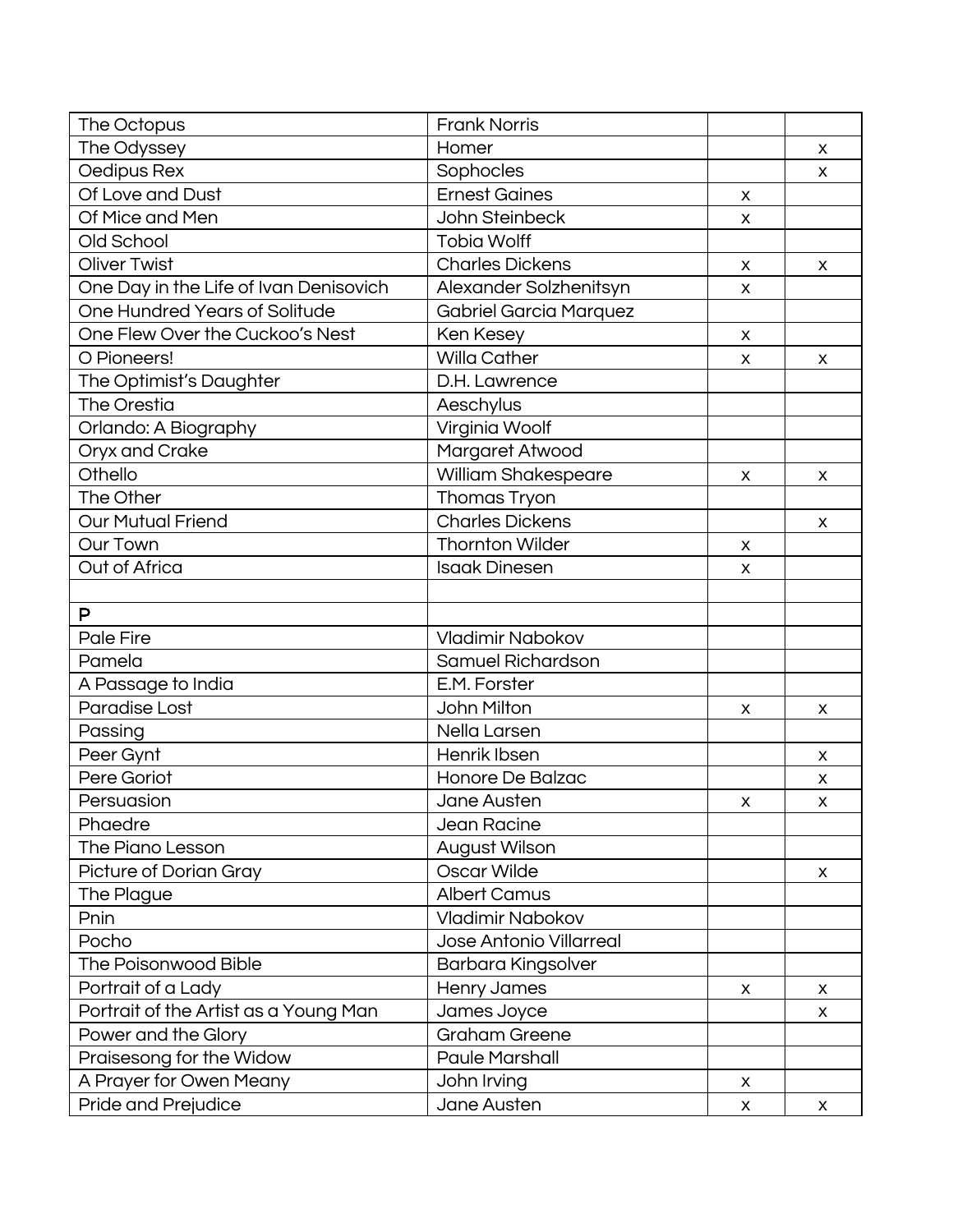| | | | |
|---|---|---|---|
| The Octopus | Frank Norris | | |
| The Odyssey | Homer | | x |
| Oedipus Rex | Sophocles | | x |
| Of Love and Dust | Ernest Gaines | x | |
| Of Mice and Men | John Steinbeck | x | |
| Old School | Tobia Wolff | | |
| Oliver Twist | Charles Dickens | x | x |
| One Day in the Life of Ivan Denisovich | Alexander Solzhenitsyn | x | |
| One Hundred Years of Solitude | Gabriel Garcia Marquez | | |
| One Flew Over the Cuckoo's Nest | Ken Kesey | x | |
| O Pioneers! | Willa Cather | x | x |
| The Optimist's Daughter | D.H. Lawrence | | |
| The Orestia | Aeschylus | | |
| Orlando: A Biography | Virginia Woolf | | |
| Oryx and Crake | Margaret Atwood | | |
| Othello | William Shakespeare | x | x |
| The Other | Thomas Tryon | | |
| Our Mutual Friend | Charles Dickens | | x |
| Our Town | Thornton Wilder | x | |
| Out of Africa | Isaak Dinesen | x | |
| | | | |
| P | | | |
| Pale Fire | Vladimir Nabokov | | |
| Pamela | Samuel Richardson | | |
| A Passage to India | E.M. Forster | | |
| Paradise Lost | John Milton | x | x |
| Passing | Nella Larsen | | |
| Peer Gynt | Henrik Ibsen | | x |
| Pere Goriot | Honore De Balzac | | x |
| Persuasion | Jane Austen | x | x |
| Phaedre | Jean Racine | | |
| The Piano Lesson | August Wilson | | |
| Picture of Dorian Gray | Oscar Wilde | | x |
| The Plague | Albert Camus | | |
| Pnin | Vladimir Nabokov | | |
| Pocho | Jose Antonio Villarreal | | |
| The Poisonwood Bible | Barbara Kingsolver | | |
| Portrait of a Lady | Henry James | x | x |
| Portrait of the Artist as a Young Man | James Joyce | | x |
| Power and the Glory | Graham Greene | | |
| Praisesong for the Widow | Paule Marshall | | |
| A Prayer for Owen Meany | John Irving | x | |
| Pride and Prejudice | Jane Austen | x | x |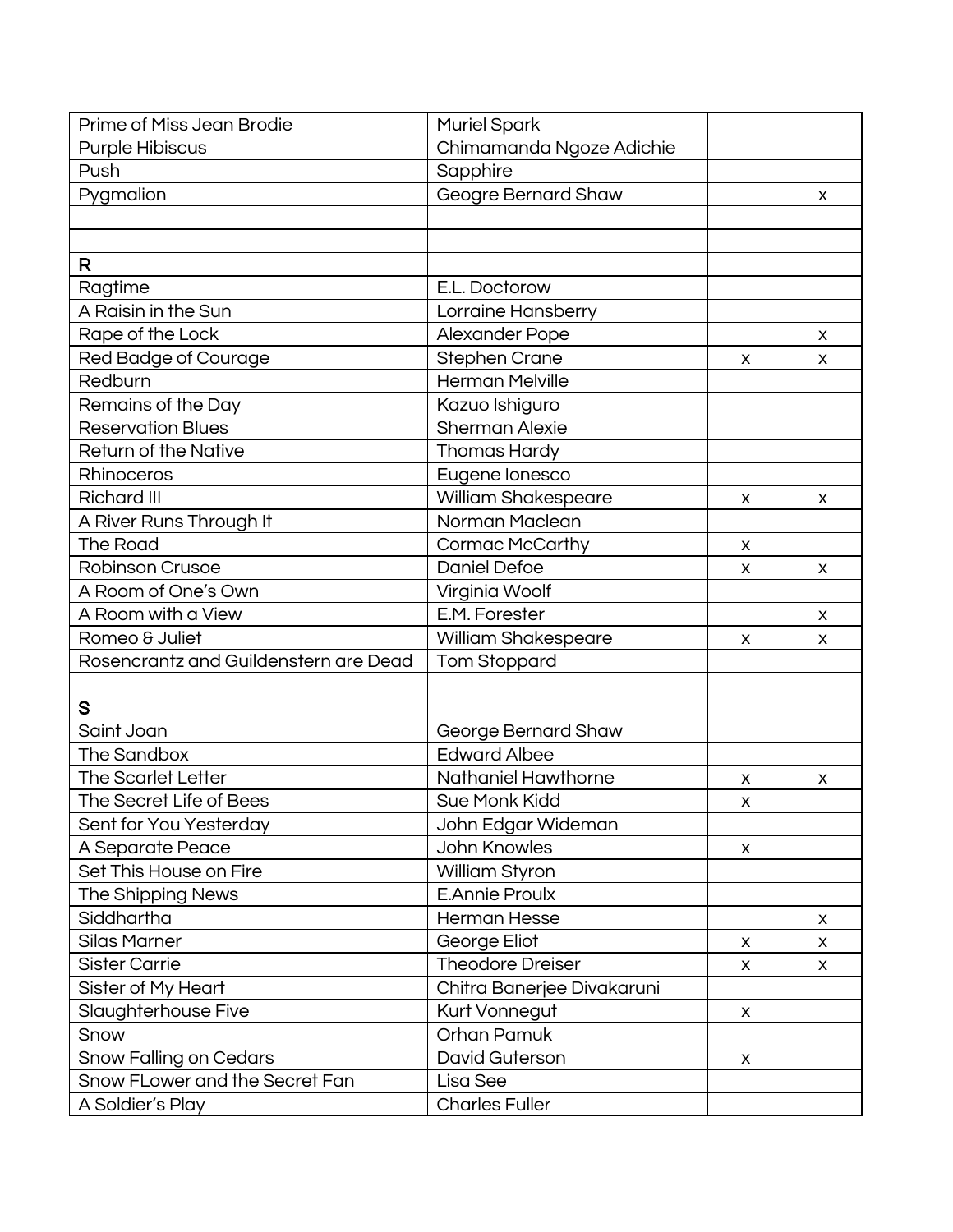| | | | |
|---|---|---|---|
| Prime of Miss Jean Brodie | Muriel Spark | | |
| Purple Hibiscus | Chimamanda Ngoze Adichie | | |
| Push | Sapphire | | |
| Pygmalion | Geogre Bernard Shaw | | x |
| | | | |
| | | | |
| R | | | |
| Ragtime | E.L. Doctorow | | |
| A Raisin in the Sun | Lorraine Hansberry | | |
| Rape of the Lock | Alexander Pope | | x |
| Red Badge of Courage | Stephen Crane | x | x |
| Redburn | Herman Melville | | |
| Remains of the Day | Kazuo Ishiguro | | |
| Reservation Blues | Sherman Alexie | | |
| Return of the Native | Thomas Hardy | | |
| Rhinoceros | Eugene Ionesco | | |
| Richard III | William Shakespeare | x | x |
| A River Runs Through It | Norman Maclean | | |
| The Road | Cormac McCarthy | x | |
| Robinson Crusoe | Daniel Defoe | x | x |
| A Room of One's Own | Virginia Woolf | | |
| A Room with a View | E.M. Forester | | x |
| Romeo & Juliet | William Shakespeare | x | x |
| Rosencrantz and Guildenstern are Dead | Tom Stoppard | | |
| | | | |
| S | | | |
| Saint Joan | George Bernard Shaw | | |
| The Sandbox | Edward Albee | | |
| The Scarlet Letter | Nathaniel Hawthorne | x | x |
| The Secret Life of Bees | Sue Monk Kidd | x | |
| Sent for You Yesterday | John Edgar Wideman | | |
| A Separate Peace | John Knowles | x | |
| Set This House on Fire | William Styron | | |
| The Shipping News | E.Annie Proulx | | |
| Siddhartha | Herman Hesse | | x |
| Silas Marner | George Eliot | x | x |
| Sister Carrie | Theodore Dreiser | x | x |
| Sister of My Heart | Chitra Banerjee Divakaruni | | |
| Slaughterhouse Five | Kurt Vonnegut | x | |
| Snow | Orhan Pamuk | | |
| Snow Falling on Cedars | David Guterson | x | |
| Snow FLower and the Secret Fan | Lisa See | | |
| A Soldier's Play | Charles Fuller | | |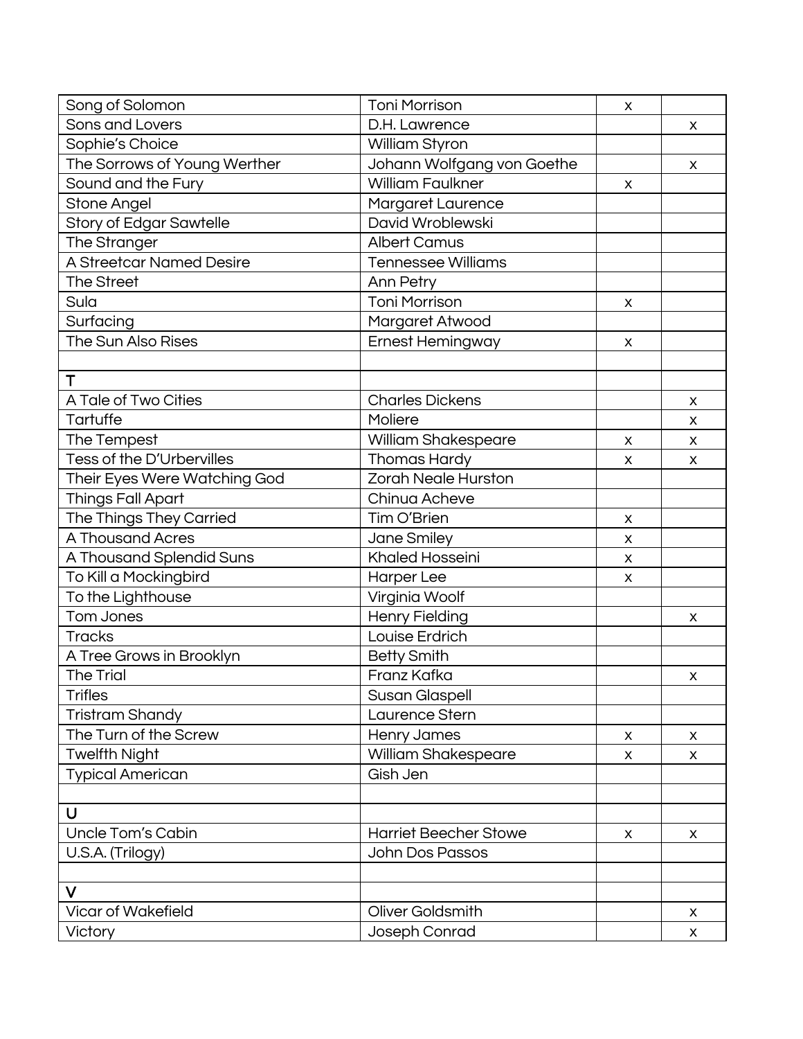| Song of Solomon | Toni Morrison | x | |
|---|---|---|---|
| Sons and Lovers | D.H. Lawrence | | x |
| Sophie's Choice | William Styron | | |
| The Sorrows of Young Werther | Johann Wolfgang von Goethe | | x |
| Sound and the Fury | William Faulkner | x | |
| Stone Angel | Margaret Laurence | | |
| Story of Edgar Sawtelle | David Wroblewski | | |
| The Stranger | Albert Camus | | |
| A Streetcar Named Desire | Tennessee Williams | | |
| The Street | Ann Petry | | |
| Sula | Toni Morrison | x | |
| Surfacing | Margaret Atwood | | |
| The Sun Also Rises | Ernest Hemingway | x | |
| | | | |
| T | | | |
| A Tale of Two Cities | Charles Dickens | | x |
| Tartuffe | Moliere | | x |
| The Tempest | William Shakespeare | x | x |
| Tess of the D'Urbervilles | Thomas Hardy | x | x |
| Their Eyes Were Watching God | Zorah Neale Hurston | | |
| Things Fall Apart | Chinua Acheve | | |
| The Things They Carried | Tim O'Brien | x | |
| A Thousand Acres | Jane Smiley | x | |
| A Thousand Splendid Suns | Khaled Hosseini | x | |
| To Kill a Mockingbird | Harper Lee | x | |
| To the Lighthouse | Virginia Woolf | | |
| Tom Jones | Henry Fielding | | x |
| Tracks | Louise Erdrich | | |
| A Tree Grows in Brooklyn | Betty Smith | | |
| The Trial | Franz Kafka | | x |
| Trifles | Susan Glaspell | | |
| Tristram Shandy | Laurence Stern | | |
| The Turn of the Screw | Henry James | x | x |
| Twelfth Night | William Shakespeare | x | x |
| Typical American | Gish Jen | | |
| | | | |
| U | | | |
| Uncle Tom's Cabin | Harriet Beecher Stowe | x | x |
| U.S.A. (Trilogy) | John Dos Passos | | |
| | | | |
| V | | | |
| Vicar of Wakefield | Oliver Goldsmith | | x |
| Victory | Joseph Conrad | | x |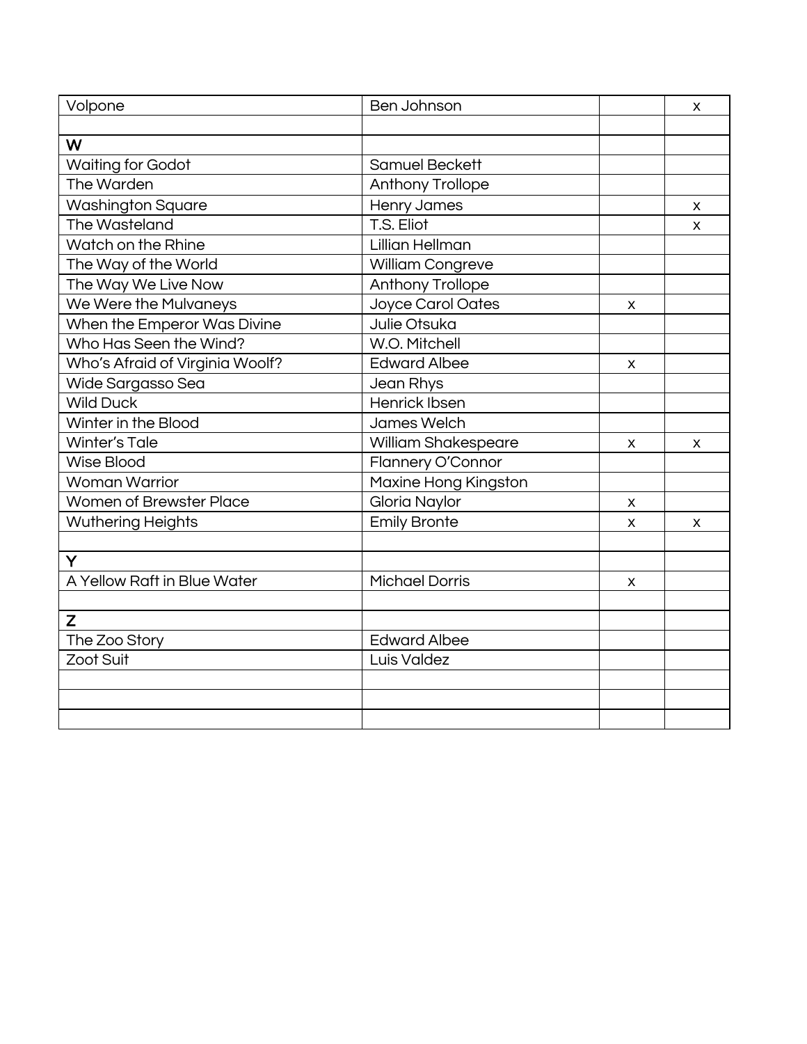| | | | |
|---|---|---|---|
| Volpone | Ben Johnson | | x |
| | | | |
| **W** | | | |
| Waiting for Godot | Samuel Beckett | | |
| The Warden | Anthony Trollope | | |
| Washington Square | Henry James | | x |
| The Wasteland | T.S. Eliot | | x |
| Watch on the Rhine | Lillian Hellman | | |
| The Way of the World | William Congreve | | |
| The Way We Live Now | Anthony Trollope | | |
| We Were the Mulvaneys | Joyce Carol Oates | x | |
| When the Emperor Was Divine | Julie Otsuka | | |
| Who Has Seen the Wind? | W.O. Mitchell | | |
| Who's Afraid of Virginia Woolf? | Edward Albee | x | |
| Wide Sargasso Sea | Jean Rhys | | |
| Wild Duck | Henrick Ibsen | | |
| Winter in the Blood | James Welch | | |
| Winter's Tale | William Shakespeare | x | x |
| Wise Blood | Flannery O'Connor | | |
| Woman Warrior | Maxine Hong Kingston | | |
| Women of Brewster Place | Gloria Naylor | x | |
| Wuthering Heights | Emily Bronte | x | x |
| | | | |
| **Y** | | | |
| A Yellow Raft in Blue Water | Michael Dorris | x | |
| | | | |
| **Z** | | | |
| The Zoo Story | Edward Albee | | |
| Zoot Suit | Luis Valdez | | |
| | | | |
| | | | |
| | | | |